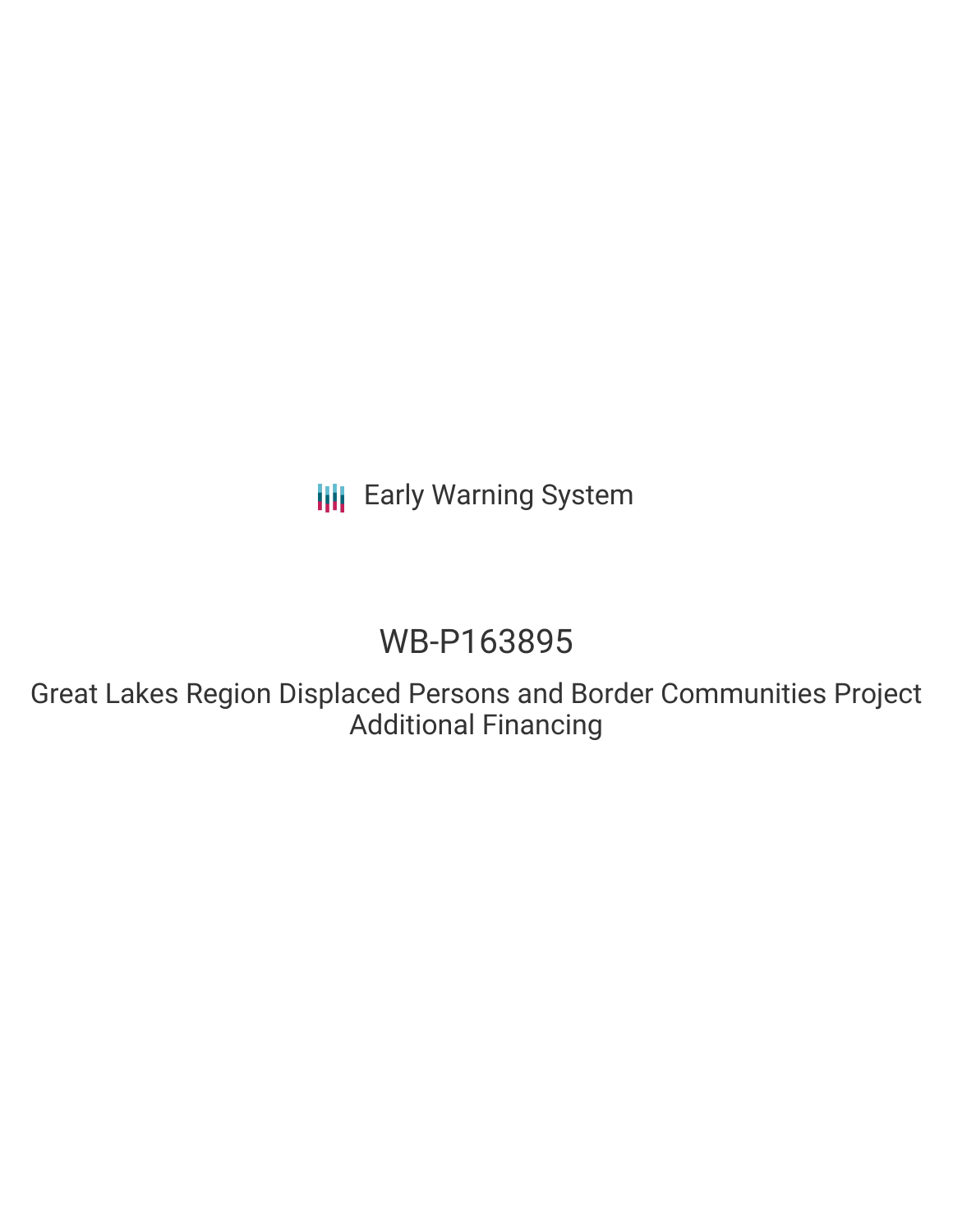Early Warning System

# WB-P163895

## Great Lakes Region Displaced Persons and Border Communities Project Additional Financing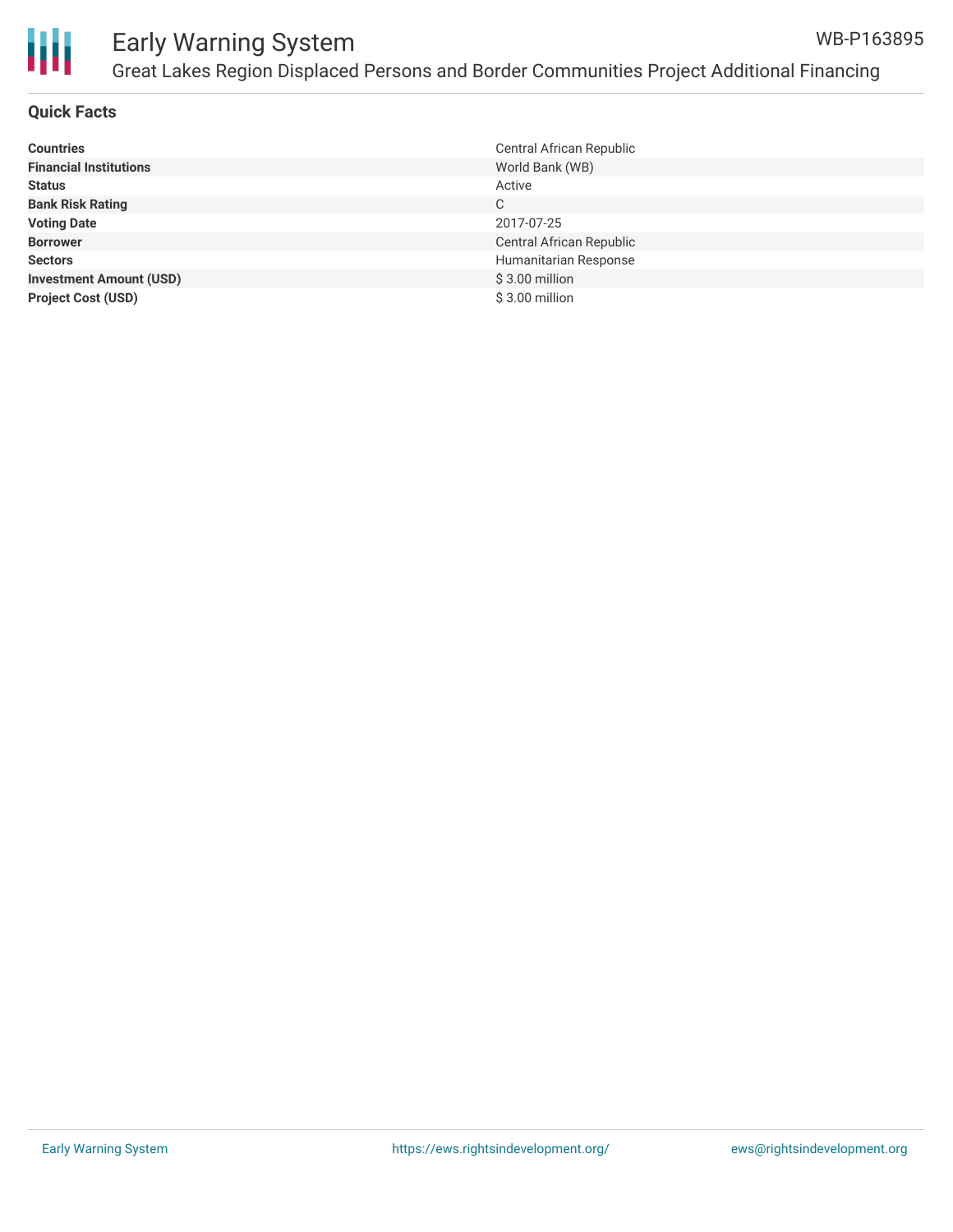# Early Warning System

WB-P163895

Great Lakes Region Displaced Persons and Border Communities Project Additional Financing

## Quick Facts

| | |
|---|---|
| **Countries** | Central African Republic |
| **Financial Institutions** | World Bank (WB) |
| **Status** | Active |
| **Bank Risk Rating** | C |
| **Voting Date** | 2017-07-25 |
| **Borrower** | Central African Republic |
| **Sectors** | Humanitarian Response |
| **Investment Amount (USD)** | $ 3.00 million |
| **Project Cost (USD)** | $ 3.00 million |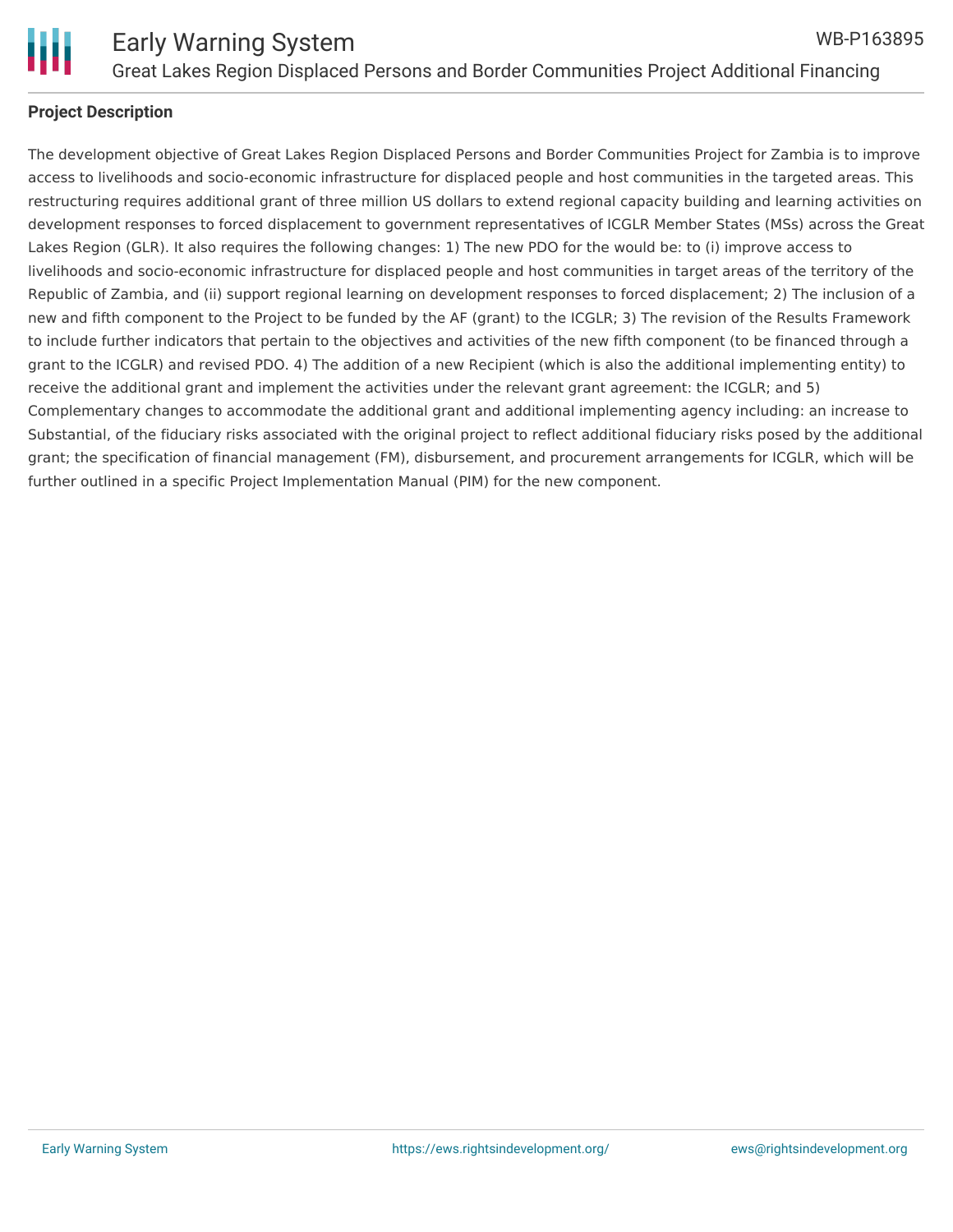## Project Description

The development objective of Great Lakes Region Displaced Persons and Border Communities Project for Zambia is to improve access to livelihoods and socio-economic infrastructure for displaced people and host communities in the targeted areas. This restructuring requires additional grant of three million US dollars to extend regional capacity building and learning activities on development responses to forced displacement to government representatives of ICGLR Member States (MSs) across the Great Lakes Region (GLR). It also requires the following changes: 1) The new PDO for the would be: to (i) improve access to livelihoods and socio-economic infrastructure for displaced people and host communities in target areas of the territory of the Republic of Zambia, and (ii) support regional learning on development responses to forced displacement; 2) The inclusion of a new and fifth component to the Project to be funded by the AF (grant) to the ICGLR; 3) The revision of the Results Framework to include further indicators that pertain to the objectives and activities of the new fifth component (to be financed through a grant to the ICGLR) and revised PDO. 4) The addition of a new Recipient (which is also the additional implementing entity) to receive the additional grant and implement the activities under the relevant grant agreement: the ICGLR; and 5) Complementary changes to accommodate the additional grant and additional implementing agency including: an increase to Substantial, of the fiduciary risks associated with the original project to reflect additional fiduciary risks posed by the additional grant; the specification of financial management (FM), disbursement, and procurement arrangements for ICGLR, which will be further outlined in a specific Project Implementation Manual (PIM) for the new component.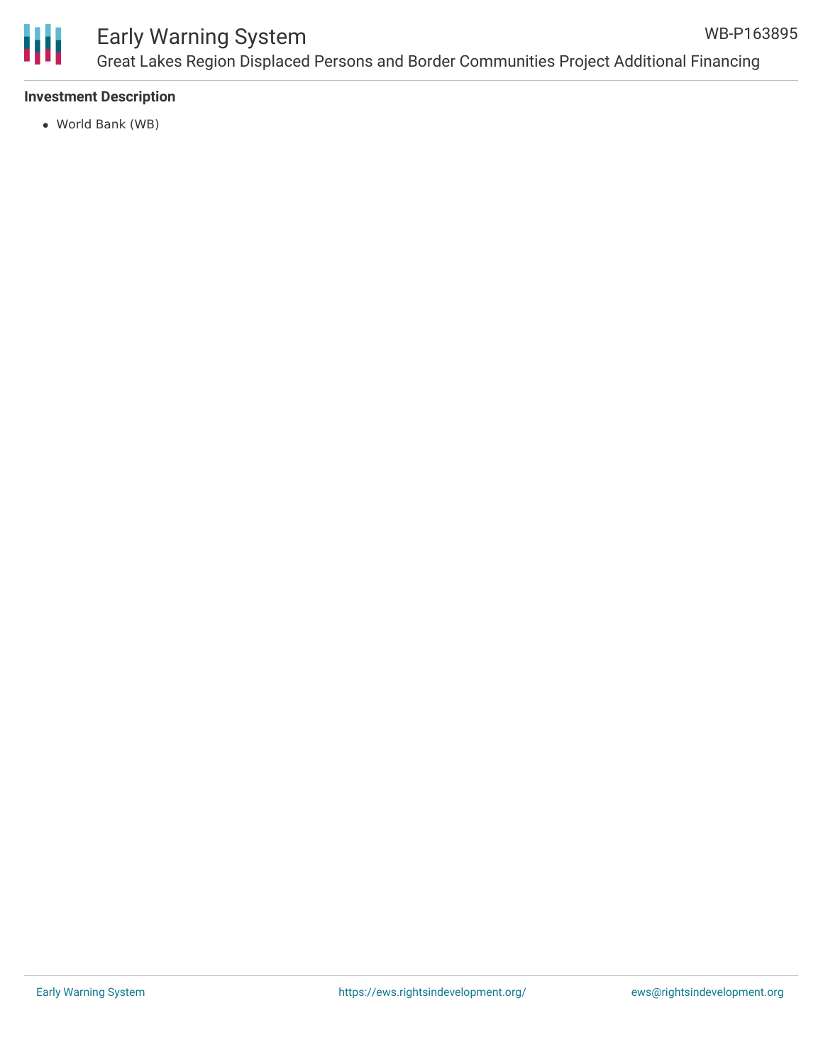**Investment Description**

- World Bank (WB)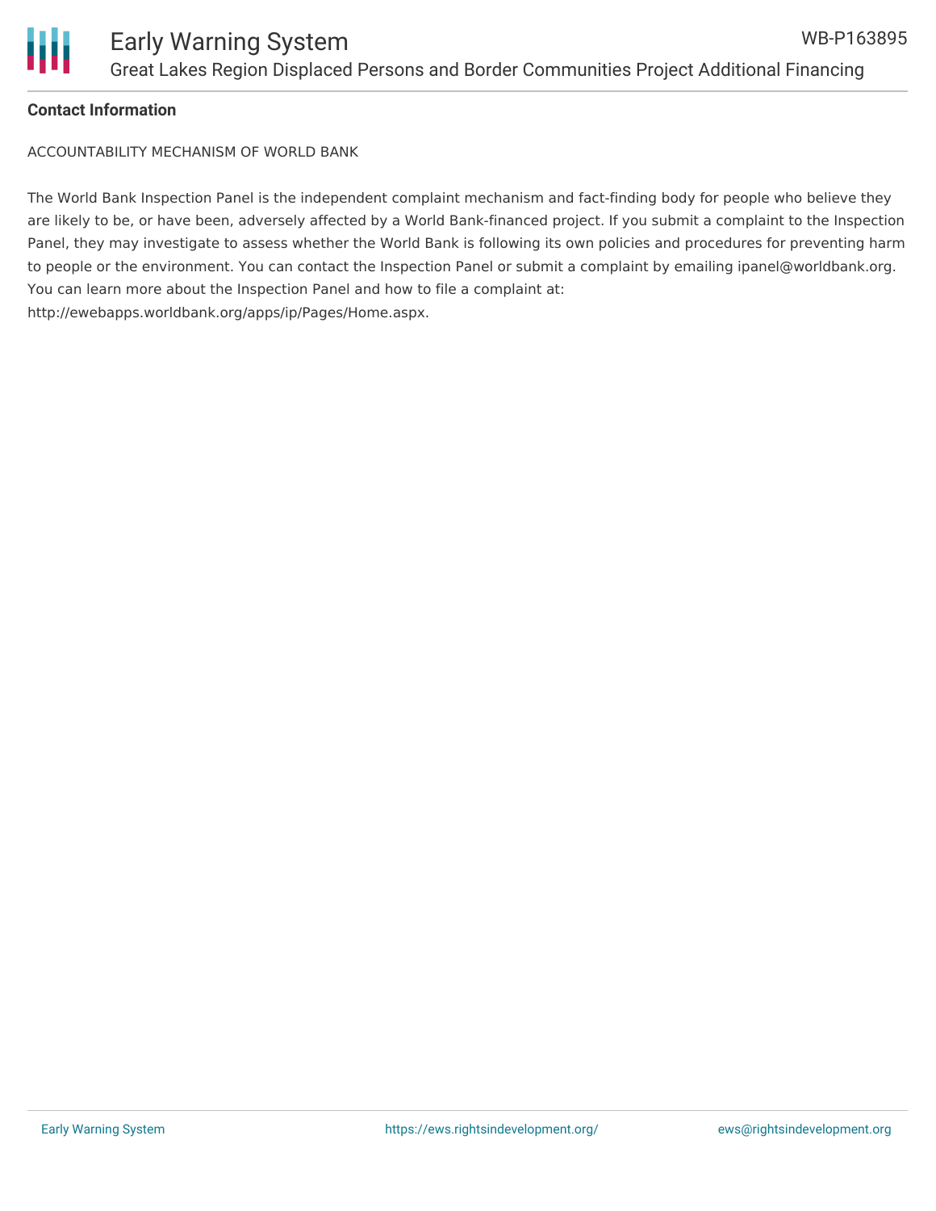**Contact Information**

ACCOUNTABILITY MECHANISM OF WORLD BANK

The World Bank Inspection Panel is the independent complaint mechanism and fact-finding body for people who believe they are likely to be, or have been, adversely affected by a World Bank-financed project. If you submit a complaint to the Inspection Panel, they may investigate to assess whether the World Bank is following its own policies and procedures for preventing harm to people or the environment. You can contact the Inspection Panel or submit a complaint by emailing ipanel@worldbank.org. You can learn more about the Inspection Panel and how to file a complaint at: http://ewebapps.worldbank.org/apps/ip/Pages/Home.aspx.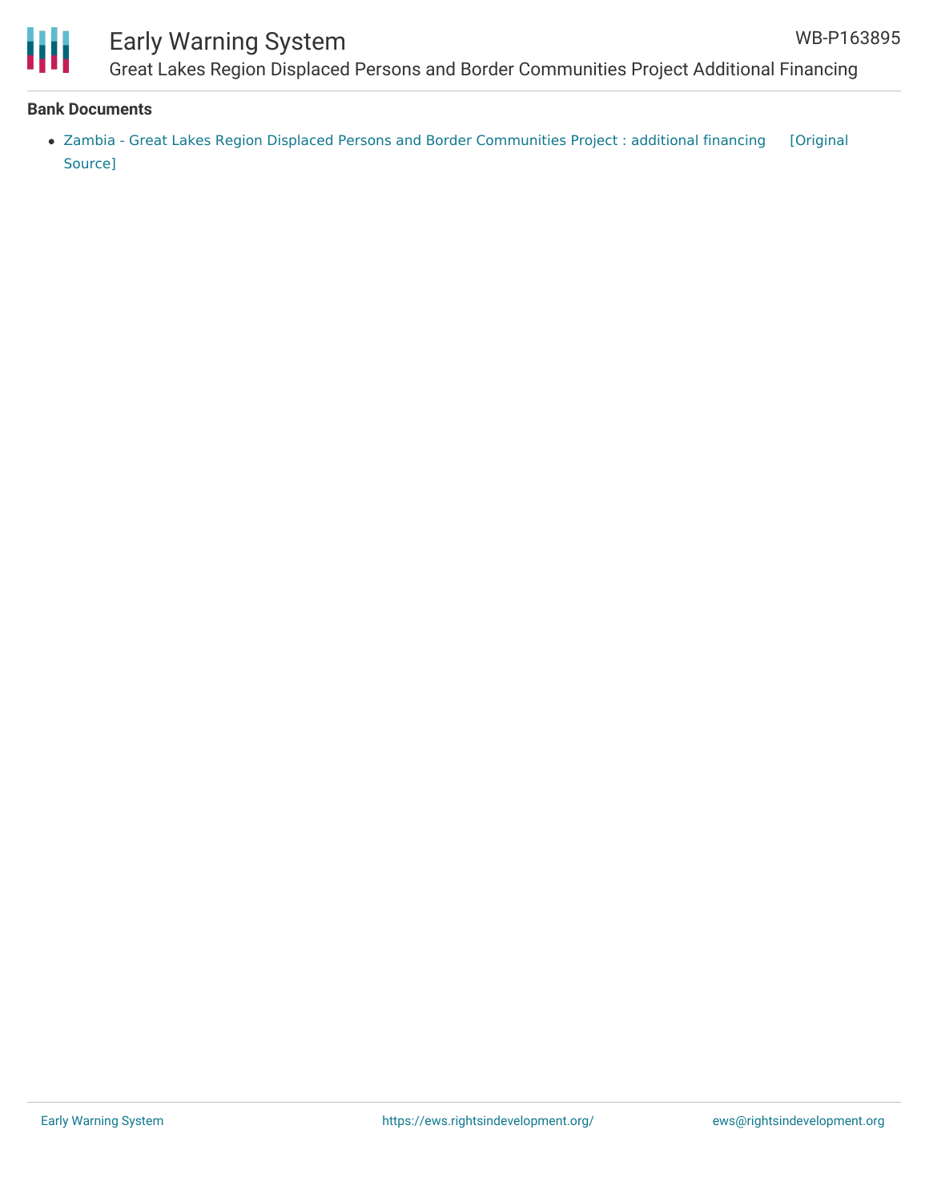**Bank Documents**

- Zambia - Great Lakes Region Displaced Persons and Border Communities Project : additional financing [Original Source]